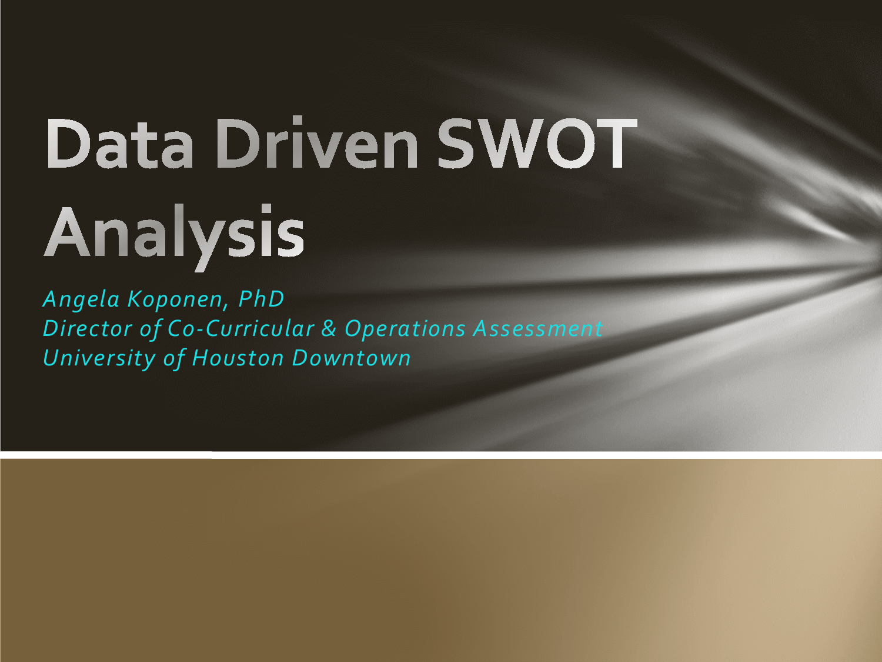# Data Driven SWOT Analysis

*Angela Koponen, PhD*
*Director of Co-Curricular & Operations Assessment*
*University of Houston Downtown*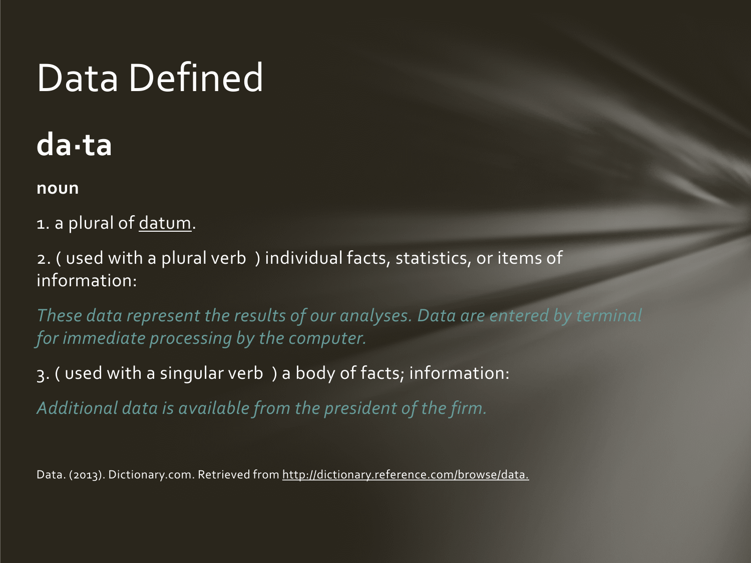# Data Defined

## da·ta

**noun**

1. a plural of datum.

2. ( used with a plural verb ) individual facts, statistics, or items of information:

*These data represent the results of our analyses. Data are entered by terminal for immediate processing by the computer.*

3. ( used with a singular verb ) a body of facts; information:

*Additional data is available from the president of the firm.*

Data. (2013). Dictionary.com. Retrieved from http://dictionary.reference.com/browse/data.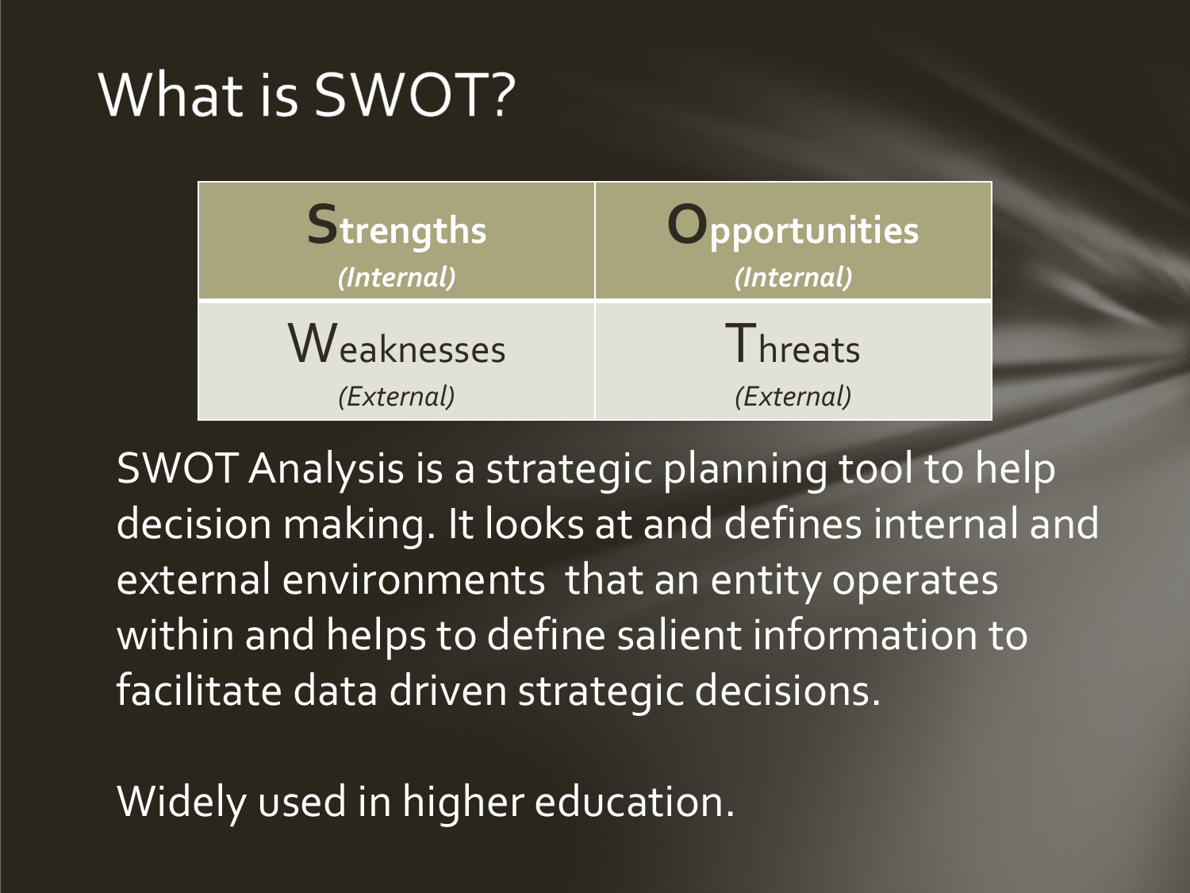# What is SWOT?

| **Strengths** *(Internal)* | **Opportunities** *(Internal)* |
|---|---|
| Weaknesses *(External)* | Threats *(External)* |

SWOT Analysis is a strategic planning tool to help decision making. It looks at and defines internal and external environments that an entity operates within and helps to define salient information to facilitate data driven strategic decisions.

Widely used in higher education.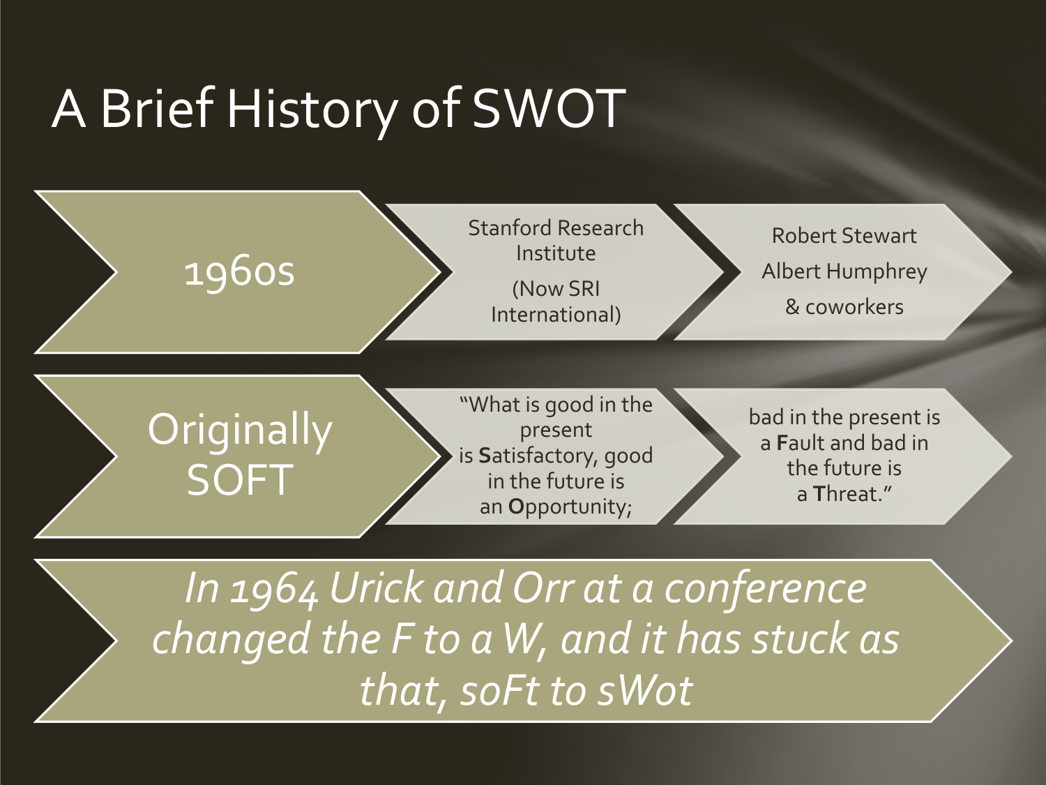# A Brief History of SWOT

**1960s**

- Stanford Research Institute (Now SRI International)
- Robert Stewart, Albert Humphrey & coworkers

**Originally SOFT**

- "What is good in the present is **S**atisfactory, good in the future is an **O**pportunity;
- bad in the present is a **F**ault and bad in the future is a **T**hreat."

*In 1964 Urick and Orr at a conference changed the F to a W, and it has stuck as that, soFt to sWot*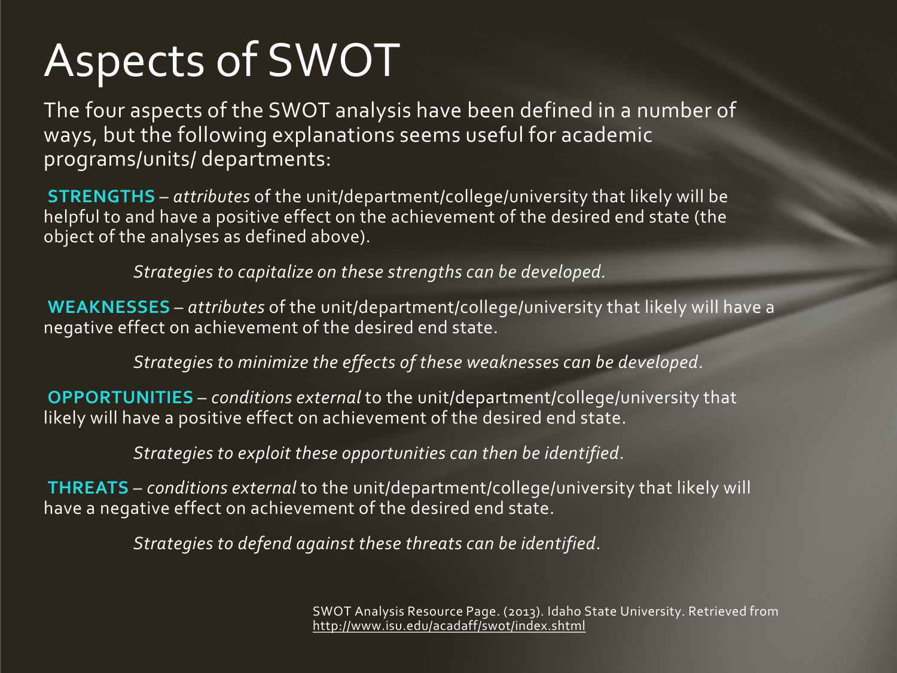# Aspects of SWOT

The four aspects of the SWOT analysis have been defined in a number of ways, but the following explanations seems useful for academic programs/units/ departments:

**STRENGTHS** – *attributes* of the unit/department/college/university that likely will be helpful to and have a positive effect on the achievement of the desired end state (the object of the analyses as defined above).

*Strategies to capitalize on these strengths can be developed.*

**WEAKNESSES** – *attributes* of the unit/department/college/university that likely will have a negative effect on achievement of the desired end state.

*Strategies to minimize the effects of these weaknesses can be developed*.

**OPPORTUNITIES** – *conditions external* to the unit/department/college/university that likely will have a positive effect on achievement of the desired end state.

*Strategies to exploit these opportunities can then be identified*.

**THREATS** – *conditions external* to the unit/department/college/university that likely will have a negative effect on achievement of the desired end state.

*Strategies to defend against these threats can be identified*.

SWOT Analysis Resource Page. (2013). Idaho State University. Retrieved from http://www.isu.edu/acadaff/swot/index.shtml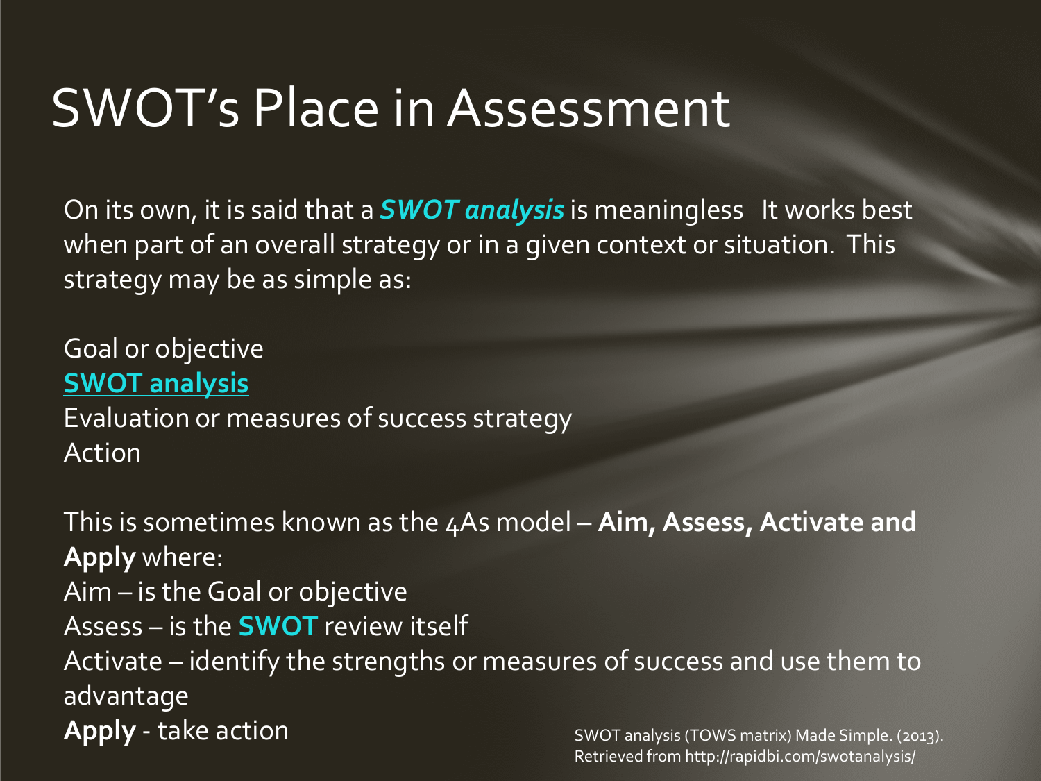# SWOT's Place in Assessment

On its own, it is said that a ***SWOT analysis*** is meaningless   It works best when part of an overall strategy or in a given context or situation.  This strategy may be as simple as:

Goal or objective
**SWOT analysis**
Evaluation or measures of success strategy
Action

This is sometimes known as the 4As model – **Aim, Assess, Activate and Apply** where:
Aim – is the Goal or objective
Assess – is the **SWOT** review itself
Activate – identify the strengths or measures of success and use them to advantage
**Apply** - take action

SWOT analysis (TOWS matrix) Made Simple. (2013). Retrieved from http://rapidbi.com/swotanalysis/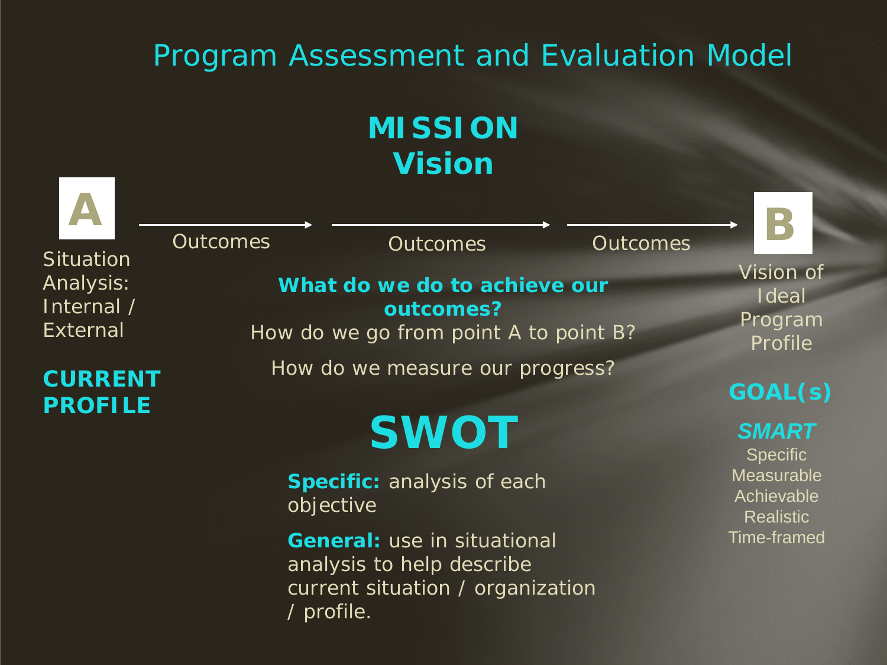# Program Assessment and Evaluation Model

## MISSION
## Vision

**A**

Situation Analysis: Internal / External

**CURRENT PROFILE**

→ Outcomes → Outcomes → Outcomes →

**B**

Vision of Ideal Program Profile

**GOAL(s)**

***SMART***

Specific
Measurable
Achievable
Realistic
Time-framed

**What do we do to achieve our outcomes?**

How do we go from point A to point B?

How do we measure our progress?

## SWOT

**Specific:** analysis of each objective

**General:** use in situational analysis to help describe current situation / organization / profile.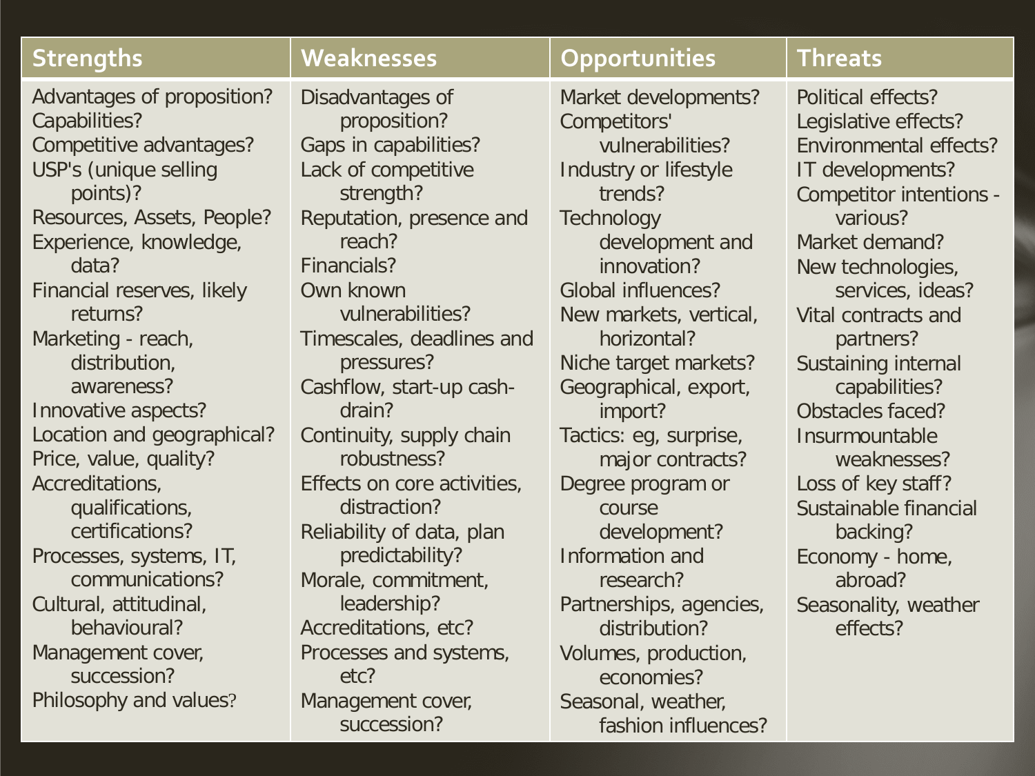| Strengths | Weaknesses | Opportunities | Threats |
|---|---|---|---|
| Advantages of proposition? | Disadvantages of proposition? | Market developments? | Political effects? |
| Capabilities? | Gaps in capabilities? | Competitors' vulnerabilities? | Legislative effects? |
| Competitive advantages? | Lack of competitive strength? | Industry or lifestyle trends? | Environmental effects? |
| USP's (unique selling points)? | Reputation, presence and reach? | Technology development and innovation? | IT developments? |
| Resources, Assets, People? | Financials? | Global influences? | Competitor intentions - various? |
| Experience, knowledge, data? | Own known vulnerabilities? | New markets, vertical, horizontal? | Market demand? |
| Financial reserves, likely returns? | Timescales, deadlines and pressures? | Niche target markets? | New technologies, services, ideas? |
| Marketing - reach, distribution, awareness? | Cashflow, start-up cash-drain? | Geographical, export, import? | Vital contracts and partners? |
| Innovative aspects? | Continuity, supply chain robustness? | Tactics: eg, surprise, major contracts? | Sustaining internal capabilities? |
| Location and geographical? | Effects on core activities, distraction? | Degree program or course development? | Obstacles faced? |
| Price, value, quality? | Reliability of data, plan predictability? | Information and research? | Insurmountable weaknesses? |
| Accreditations, qualifications, certifications? | Morale, commitment, leadership? | Partnerships, agencies, distribution? | Loss of key staff? |
| Processes, systems, IT, communications? | Accreditations, etc? | Volumes, production, economies? | Sustainable financial backing? |
| Cultural, attitudinal, behavioural? | Processes and systems, etc? | Seasonal, weather, fashion influences? | Economy - home, abroad? |
| Management cover, succession? | Management cover, succession? | | Seasonality, weather effects? |
| Philosophy and values? | | | |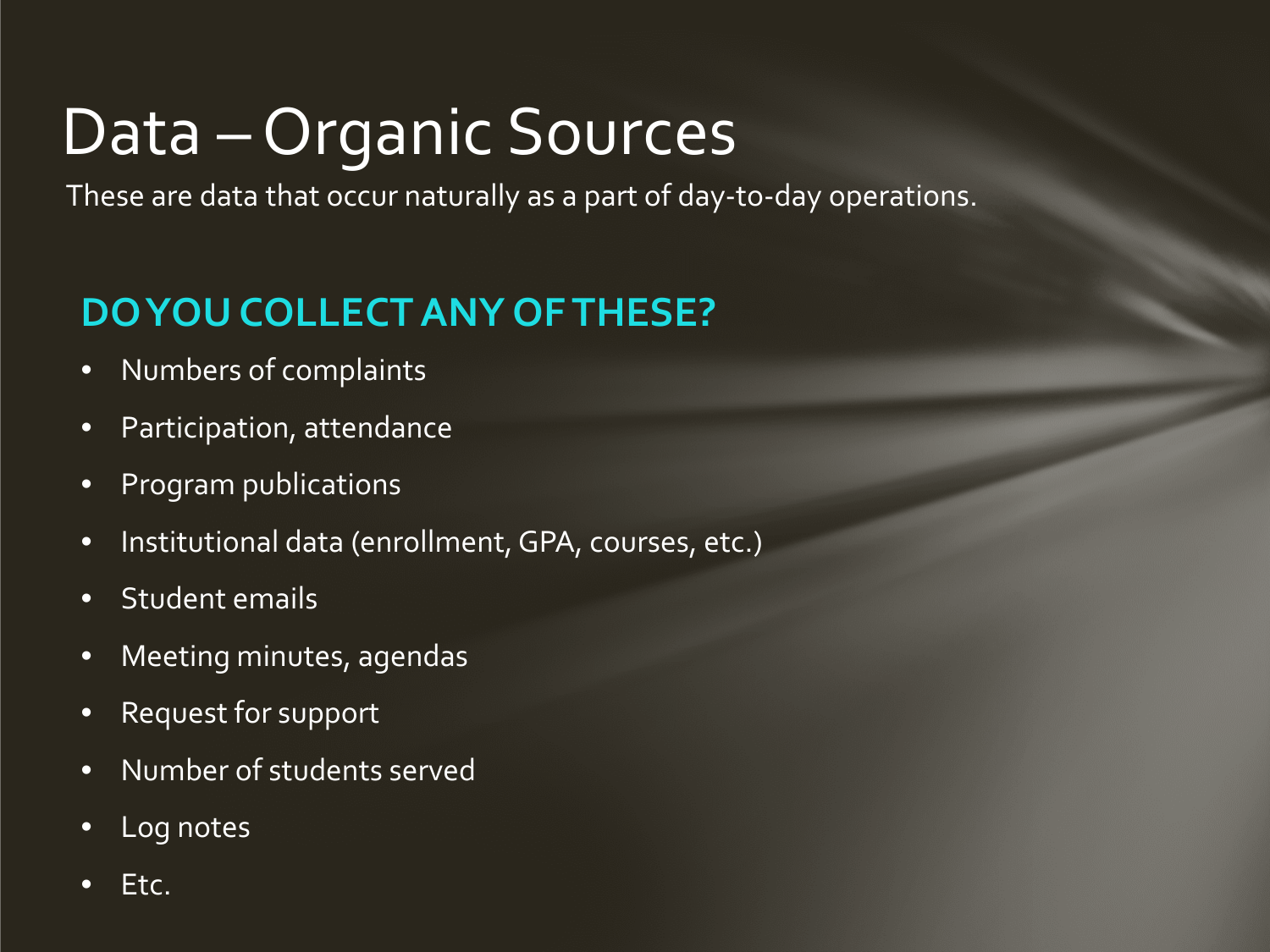# Data – Organic Sources

These are data that occur naturally as a part of day-to-day operations.

## DO YOU COLLECT ANY OF THESE?

- Numbers of complaints
- Participation, attendance
- Program publications
- Institutional data (enrollment, GPA, courses, etc.)
- Student emails
- Meeting minutes, agendas
- Request for support
- Number of students served
- Log notes
- Etc.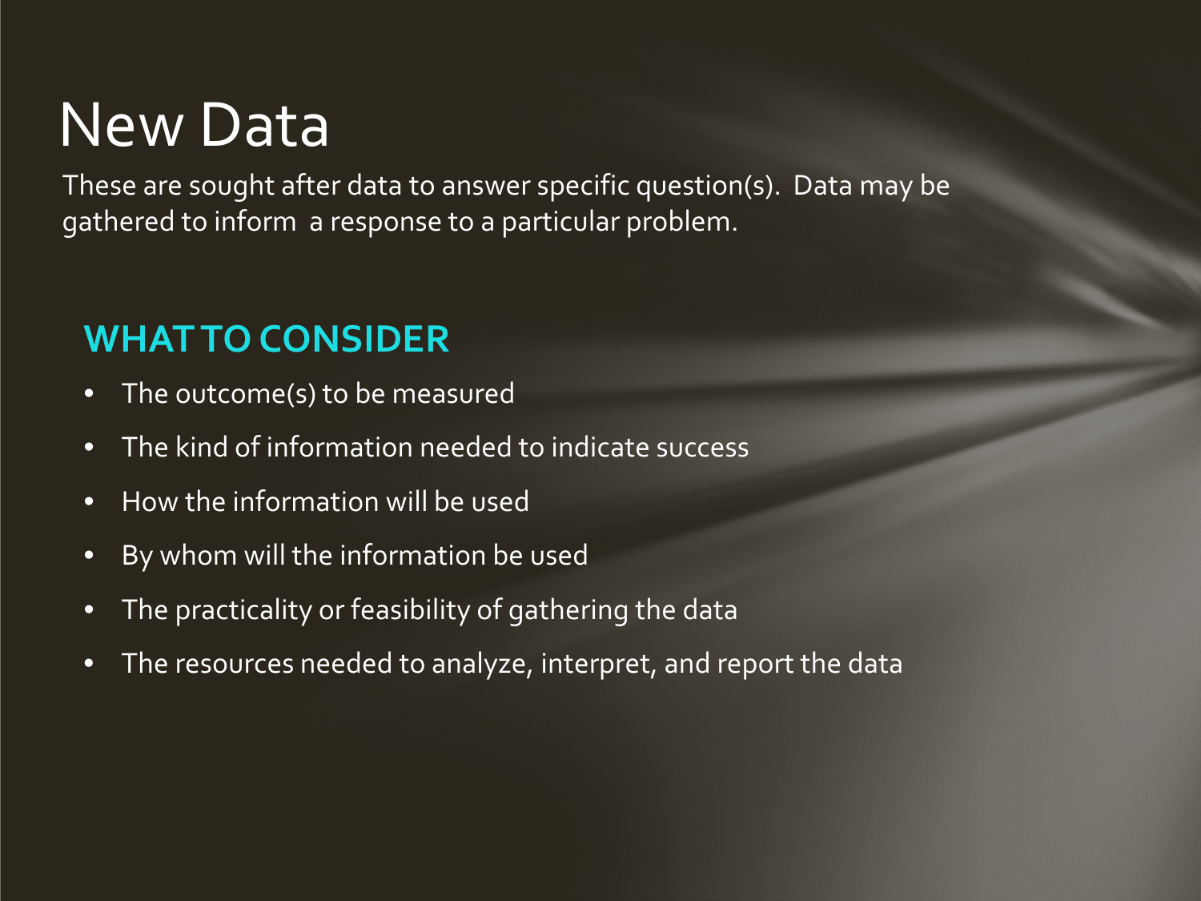# New Data

These are sought after data to answer specific question(s).  Data may be gathered to inform  a response to a particular problem.

## WHAT TO CONSIDER

- The outcome(s) to be measured
- The kind of information needed to indicate success
- How the information will be used
- By whom will the information be used
- The practicality or feasibility of gathering the data
- The resources needed to analyze, interpret, and report the data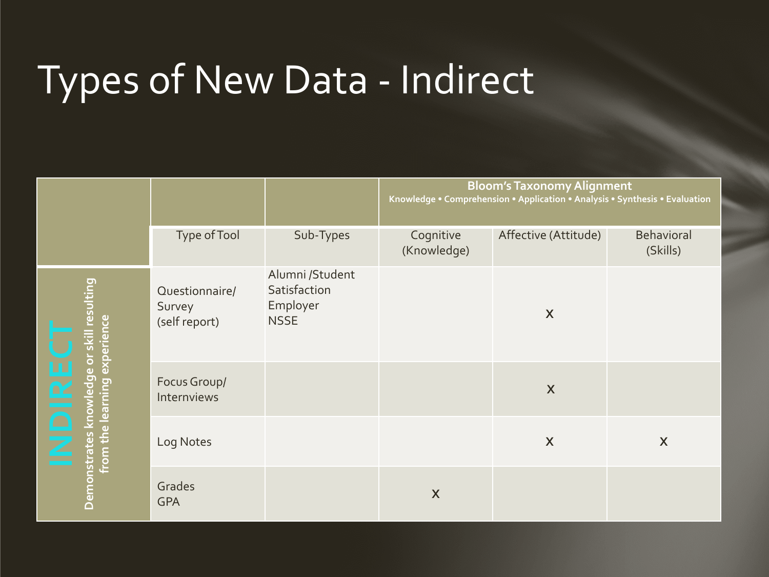# Types of New Data - Indirect

| | | | **Bloom's Taxonomy Alignment** Knowledge • Comprehension • Application • Analysis • Synthesis • Evaluation | | |
|---|---|---|---|---|---|
| | Type of Tool | Sub-Types | Cognitive (Knowledge) | Affective (Attitude) | Behavioral (Skills) |
| **INDIRECT** Demonstrates knowledge or skill resulting from the learning experience | Questionnaire/ Survey (self report) | Alumni /Student Satisfaction Employer NSSE | | x | |
| | Focus Group/ Internviews | | | x | |
| | Log Notes | | | x | x |
| | Grades GPA | | x | | |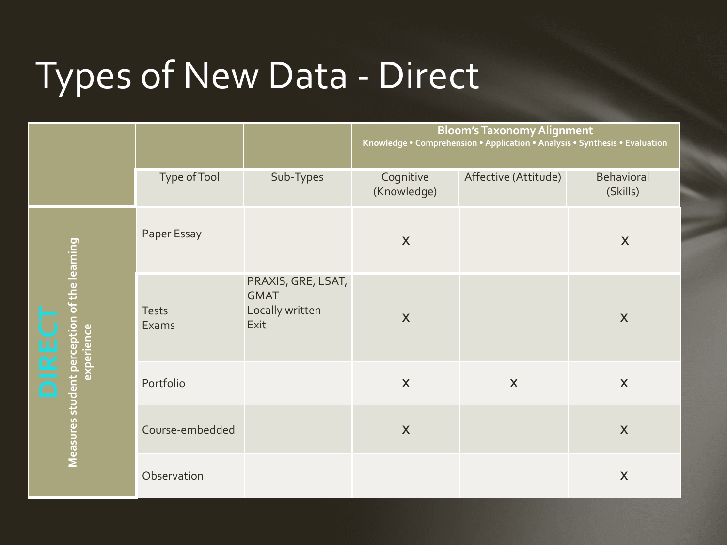# Types of New Data - Direct

| | | | Bloom's Taxonomy Alignment<br>Knowledge • Comprehension • Application • Analysis • Synthesis • Evaluation | | |
|---|---|---|---|---|---|
| | Type of Tool | Sub-Types | Cognitive (Knowledge) | Affective (Attitude) | Behavioral (Skills) |
| **DIRECT**<br>**Measures student perception of the learning experience** | Paper Essay | | x | | x |
| | Tests<br>Exams | PRAXIS, GRE, LSAT, GMAT<br>Locally written<br>Exit | x | | x |
| | Portfolio | | x | x | x |
| | Course-embedded | | x | | x |
| | Observation | | | | x |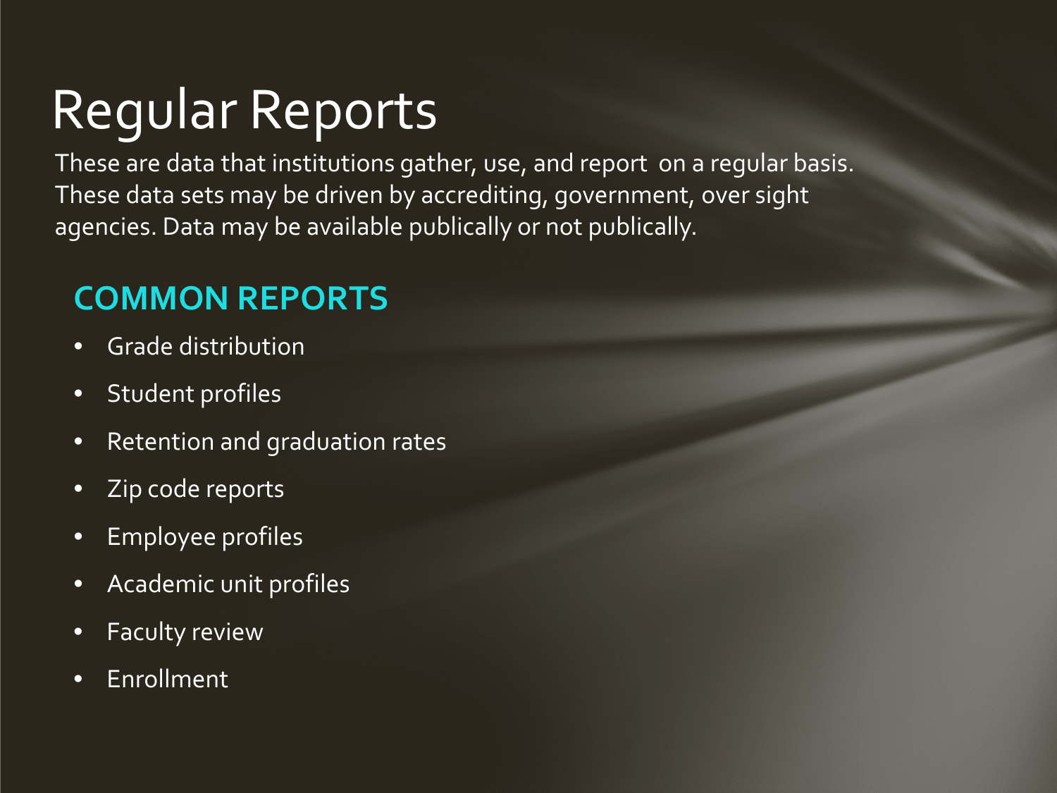# Regular Reports

These are data that institutions gather, use, and report  on a regular basis. These data sets may be driven by accrediting, government, over sight agencies. Data may be available publically or not publically.

## COMMON REPORTS

- Grade distribution
- Student profiles
- Retention and graduation rates
- Zip code reports
- Employee profiles
- Academic unit profiles
- Faculty review
- Enrollment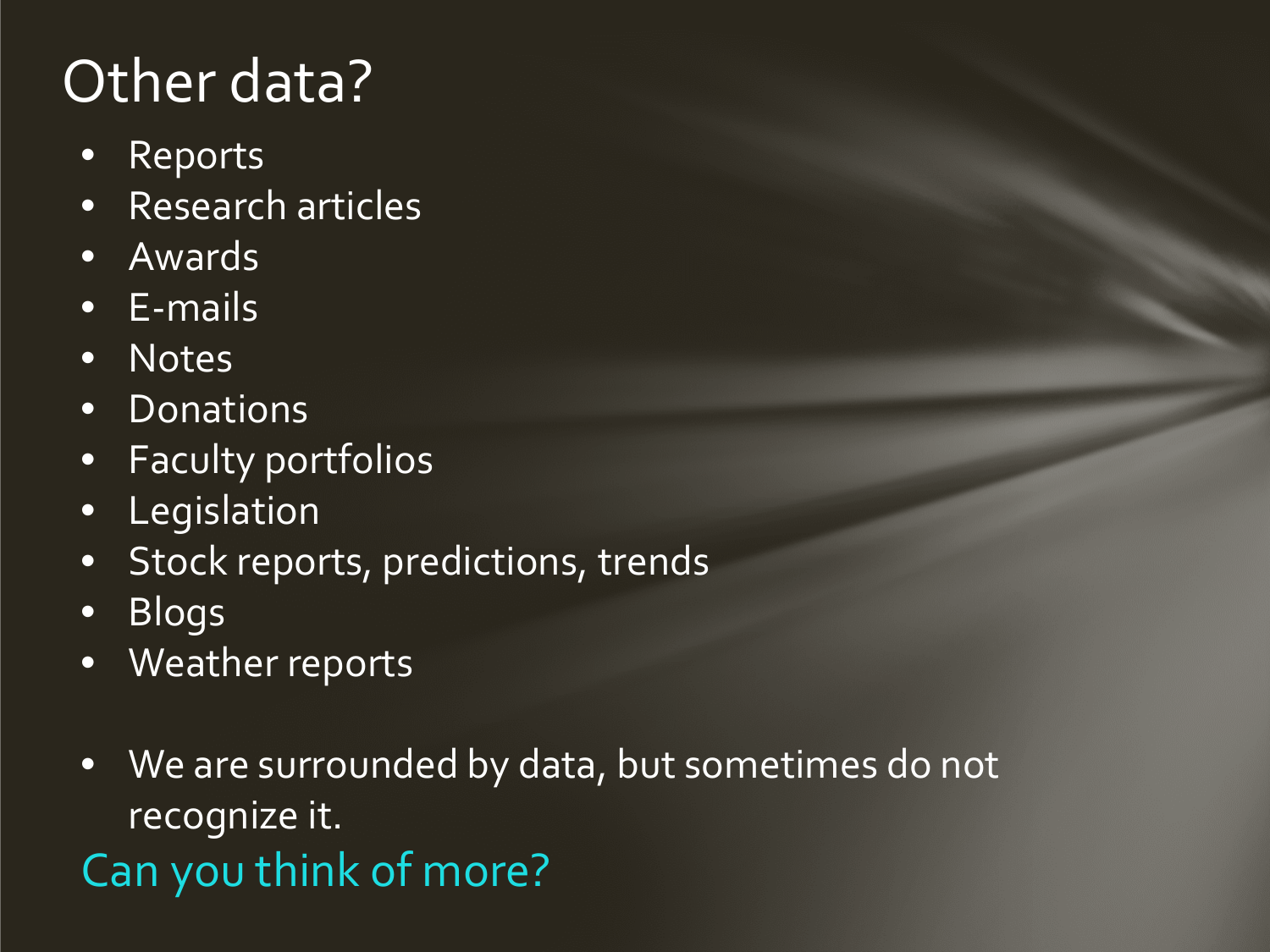# Other data?

- Reports
- Research articles
- Awards
- E-mails
- Notes
- Donations
- Faculty portfolios
- Legislation
- Stock reports, predictions, trends
- Blogs
- Weather reports

- We are surrounded by data, but sometimes do not recognize it.

Can you think of more?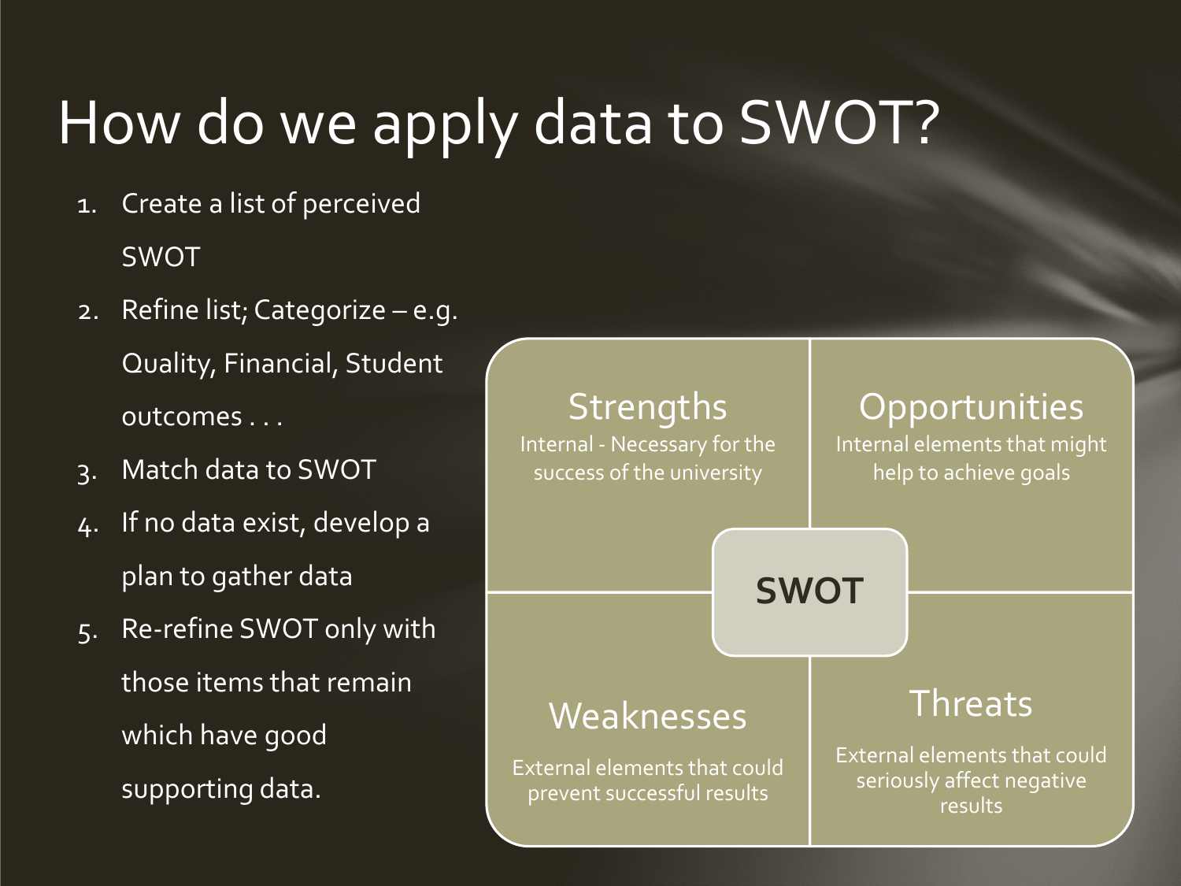# How do we apply data to SWOT?

1. Create a list of perceived SWOT
2. Refine list; Categorize – e.g. Quality, Financial, Student outcomes . . .
3. Match data to SWOT
4. If no data exist, develop a plan to gather data
5. Re-refine SWOT only with those items that remain which have good supporting data.

**SWOT**

| Strengths | Opportunities |
| --- | --- |
| Internal - Necessary for the success of the university | Internal elements that might help to achieve goals |
| **Weaknesses** | **Threats** |
| External elements that could prevent successful results | External elements that could seriously affect negative results |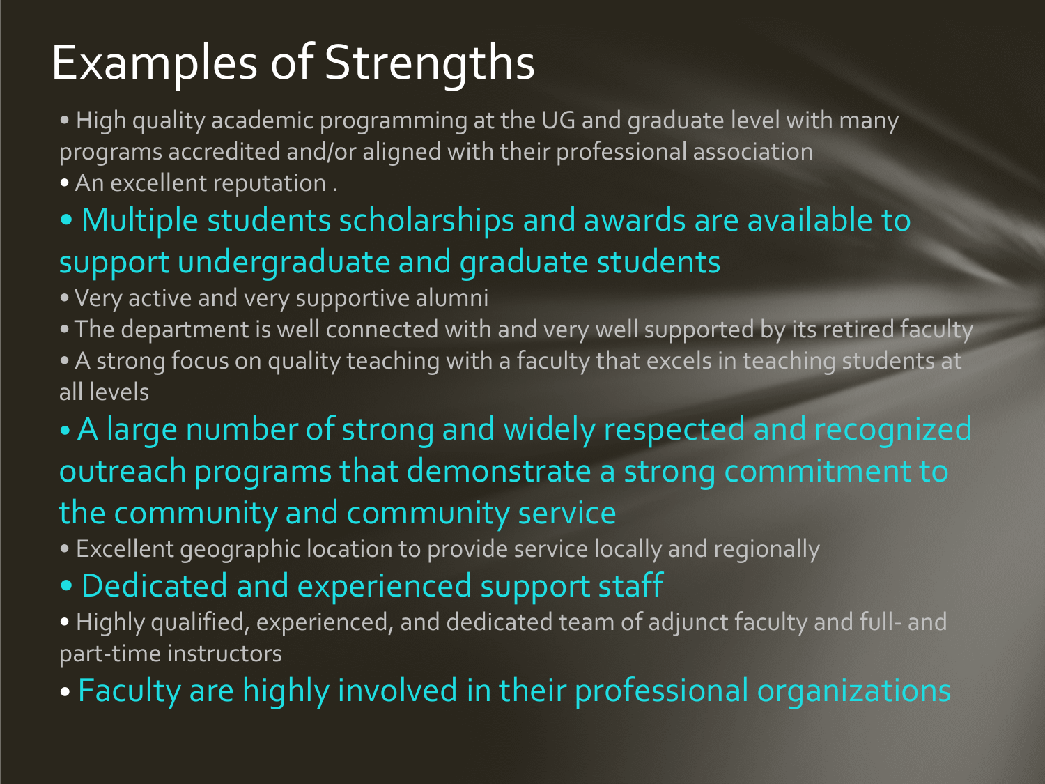# Examples of Strengths

- High quality academic programming at the UG and graduate level with many programs accredited and/or aligned with their professional association
- An excellent reputation .
- Multiple students scholarships and awards are available to support undergraduate and graduate students
- Very active and very supportive alumni
- The department is well connected with and very well supported by its retired faculty
- A strong focus on quality teaching with a faculty that excels in teaching students at all levels
- A large number of strong and widely respected and recognized outreach programs that demonstrate a strong commitment to the community and community service
- Excellent geographic location to provide service locally and regionally
- Dedicated and experienced support staff
- Highly qualified, experienced, and dedicated team of adjunct faculty and full- and part-time instructors
- Faculty are highly involved in their professional organizations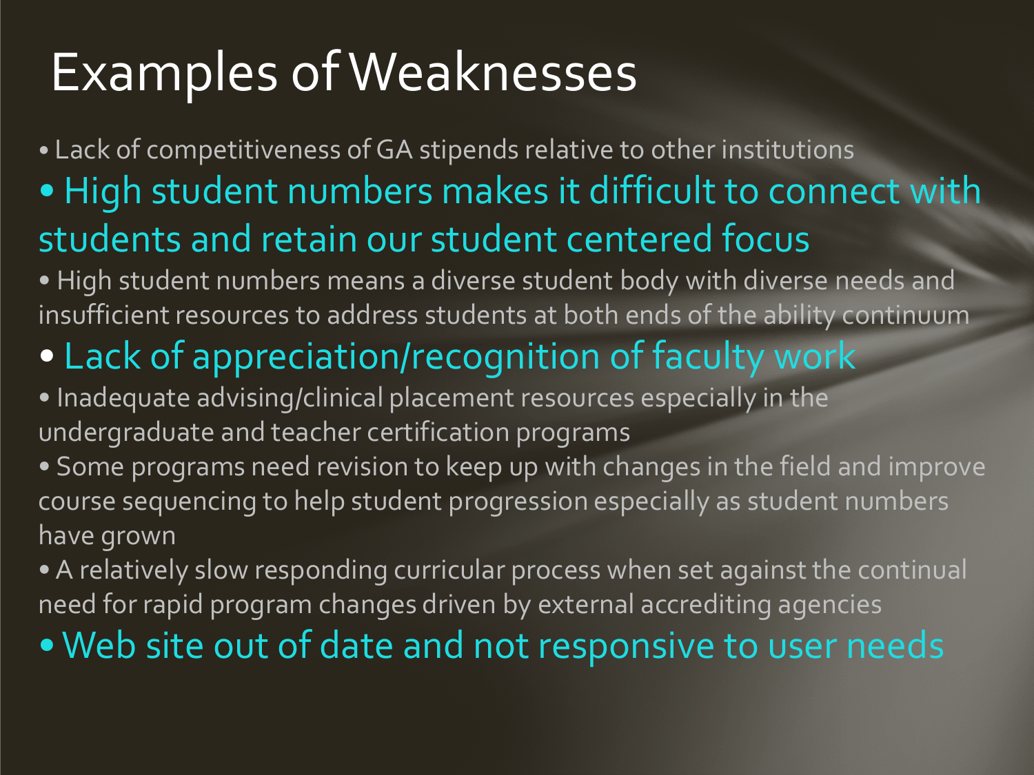# Examples of Weaknesses

- Lack of competitiveness of GA stipends relative to other institutions
- **High student numbers makes it difficult to connect with students and retain our student centered focus**
- High student numbers means a diverse student body with diverse needs and insufficient resources to address students at both ends of the ability continuum
- **Lack of appreciation/recognition of faculty work**
- Inadequate advising/clinical placement resources especially in the undergraduate and teacher certification programs
- Some programs need revision to keep up with changes in the field and improve course sequencing to help student progression especially as student numbers have grown
- A relatively slow responding curricular process when set against the continual need for rapid program changes driven by external accrediting agencies
- **Web site out of date and not responsive to user needs**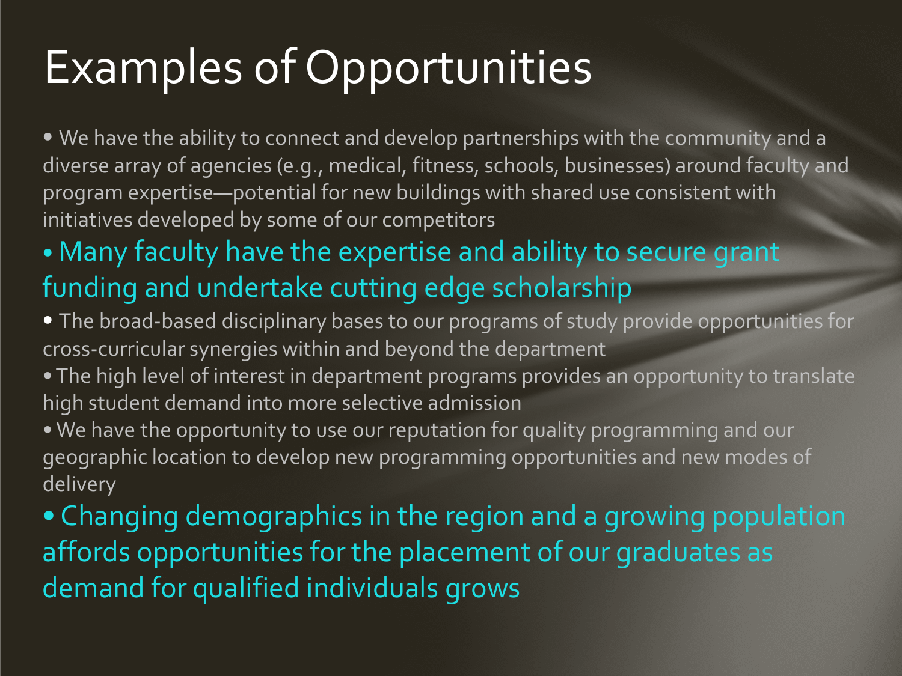# Examples of Opportunities

- We have the ability to connect and develop partnerships with the community and a diverse array of agencies (e.g., medical, fitness, schools, businesses) around faculty and program expertise—potential for new buildings with shared use consistent with initiatives developed by some of our competitors
- Many faculty have the expertise and ability to secure grant funding and undertake cutting edge scholarship
- The broad-based disciplinary bases to our programs of study provide opportunities for cross-curricular synergies within and beyond the department
- The high level of interest in department programs provides an opportunity to translate high student demand into more selective admission
- We have the opportunity to use our reputation for quality programming and our geographic location to develop new programming opportunities and new modes of delivery
- Changing demographics in the region and a growing population affords opportunities for the placement of our graduates as demand for qualified individuals grows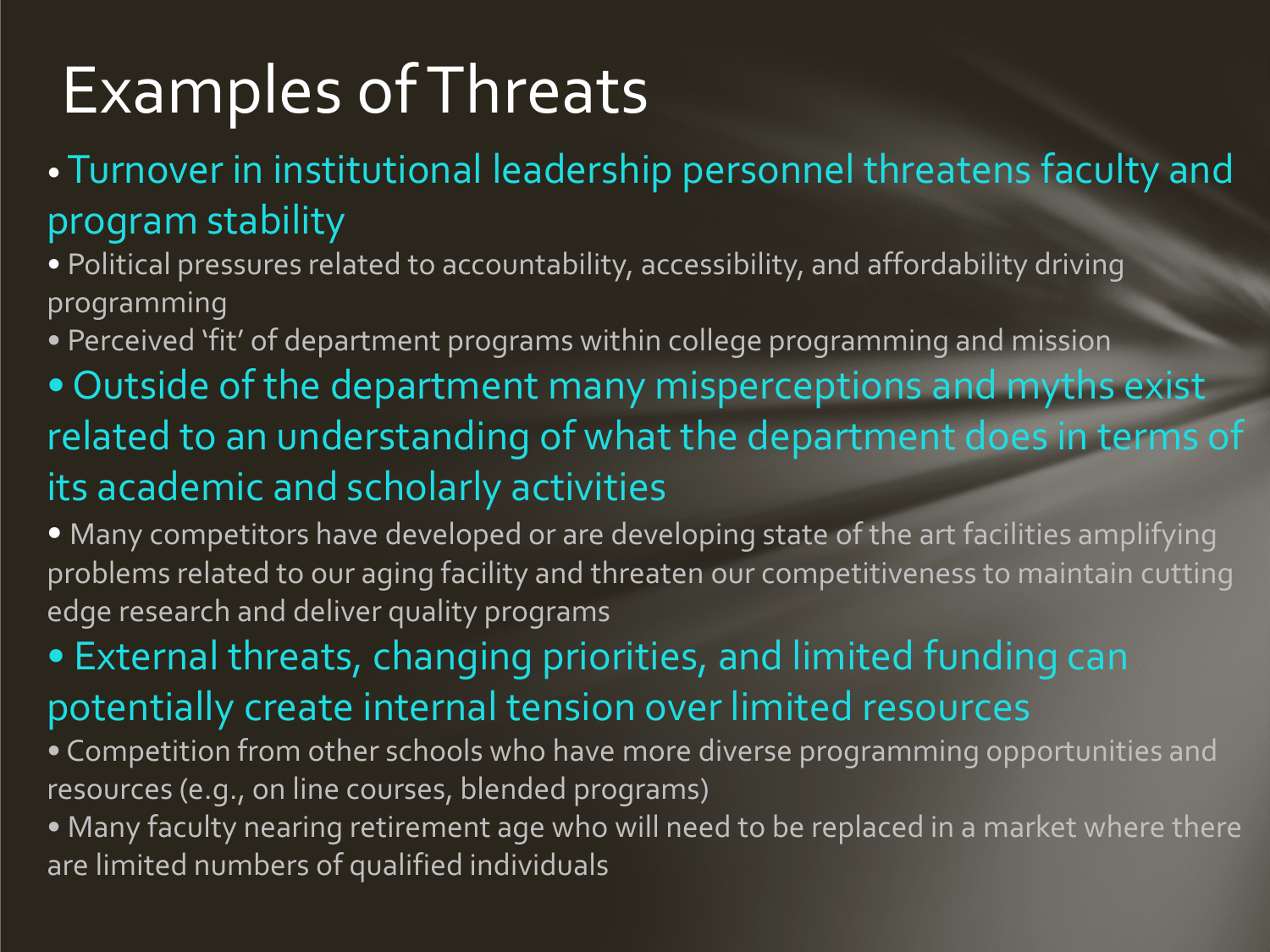# Examples of Threats

- Turnover in institutional leadership personnel threatens faculty and program stability
- Political pressures related to accountability, accessibility, and affordability driving programming
- Perceived 'fit' of department programs within college programming and mission
- Outside of the department many misperceptions and myths exist related to an understanding of what the department does in terms of its academic and scholarly activities
- Many competitors have developed or are developing state of the art facilities amplifying problems related to our aging facility and threaten our competitiveness to maintain cutting edge research and deliver quality programs
- External threats, changing priorities, and limited funding can potentially create internal tension over limited resources
- Competition from other schools who have more diverse programming opportunities and resources (e.g., on line courses, blended programs)
- Many faculty nearing retirement age who will need to be replaced in a market where there are limited numbers of qualified individuals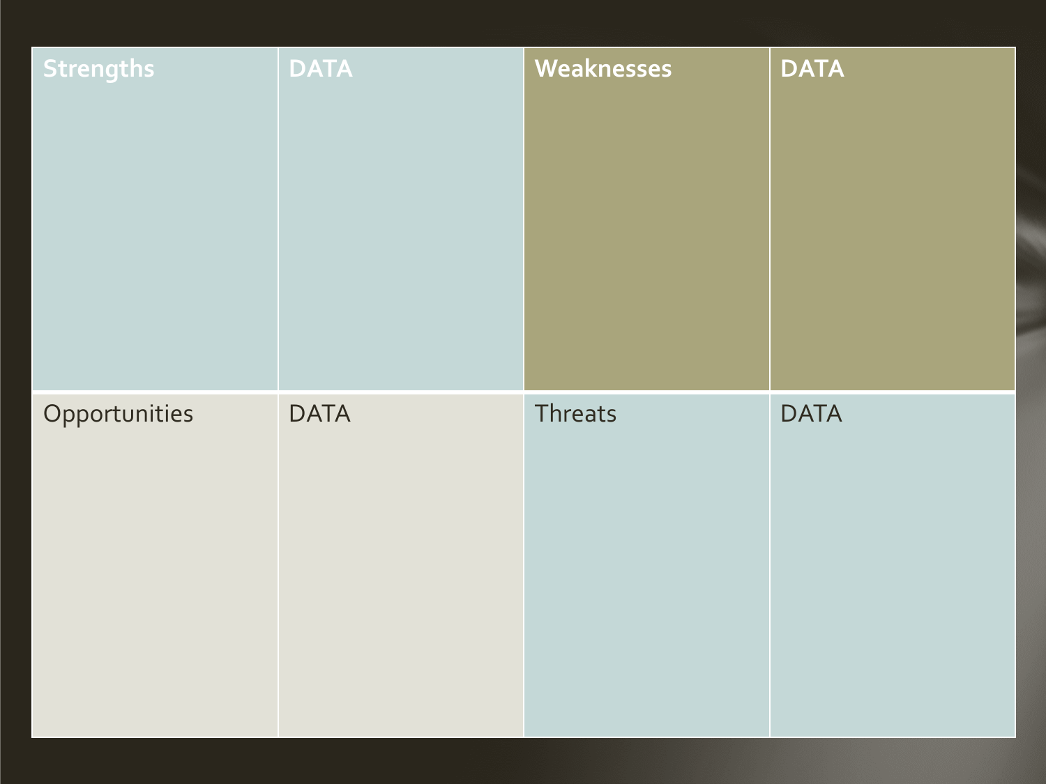| Strengths | DATA | Weaknesses | DATA |
| --- | --- | --- | --- |
| Opportunities | DATA | Threats | DATA |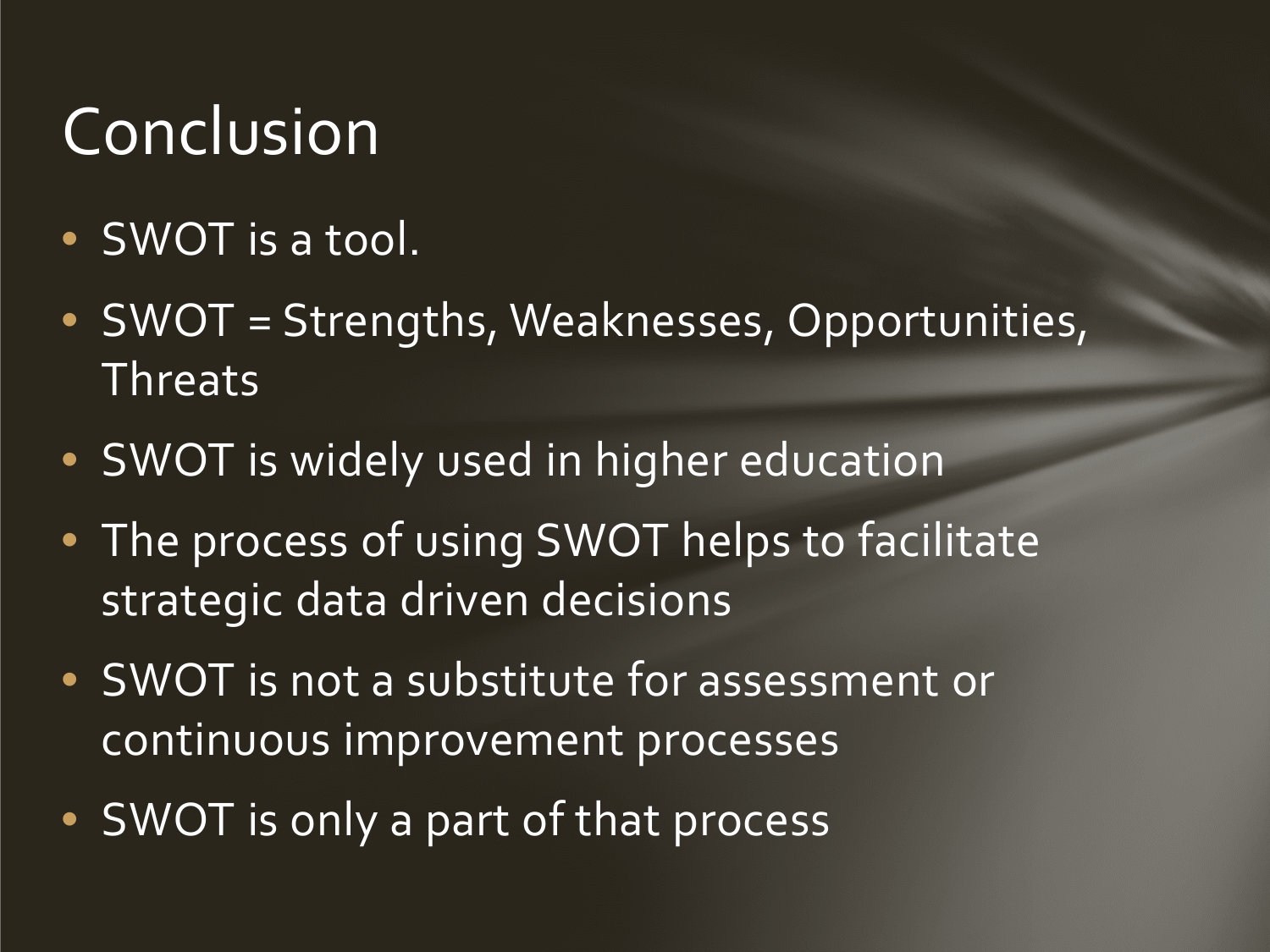# Conclusion

- SWOT is a tool.
- SWOT = Strengths, Weaknesses, Opportunities, Threats
- SWOT is widely used in higher education
- The process of using SWOT helps to facilitate strategic data driven decisions
- SWOT is not a substitute for assessment or continuous improvement processes
- SWOT is only a part of that process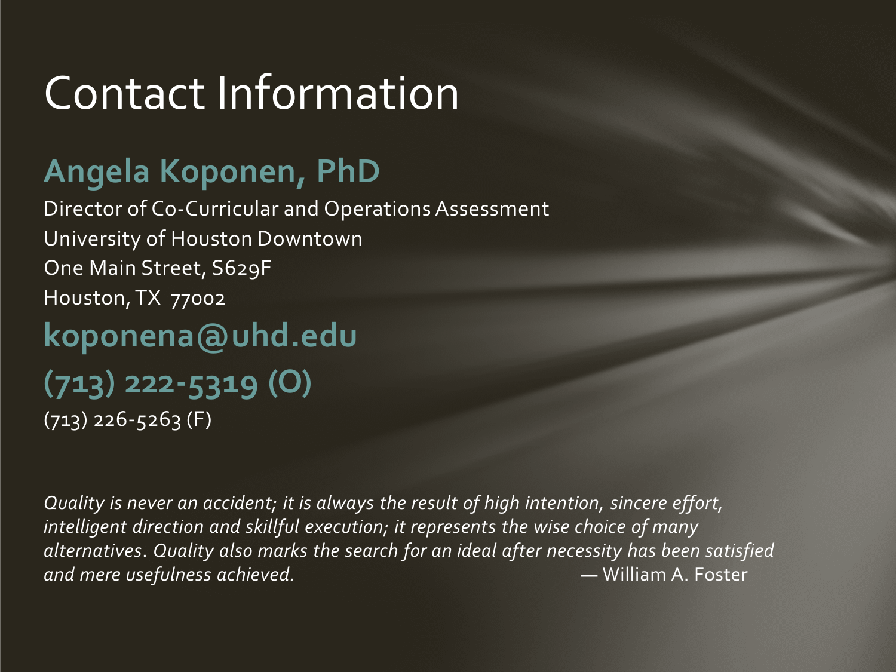# Contact Information

## Angela Koponen, PhD

Director of Co-Curricular and Operations Assessment
University of Houston Downtown
One Main Street, S629F
Houston, TX 77002

**koponena@uhd.edu**

**(713) 222-5319 (O)**

(713) 226-5263 (F)

*Quality is never an accident; it is always the result of high intention, sincere effort, intelligent direction and skillful execution; it represents the wise choice of many alternatives. Quality also marks the search for an ideal after necessity has been satisfied and mere usefulness achieved.* — William A. Foster